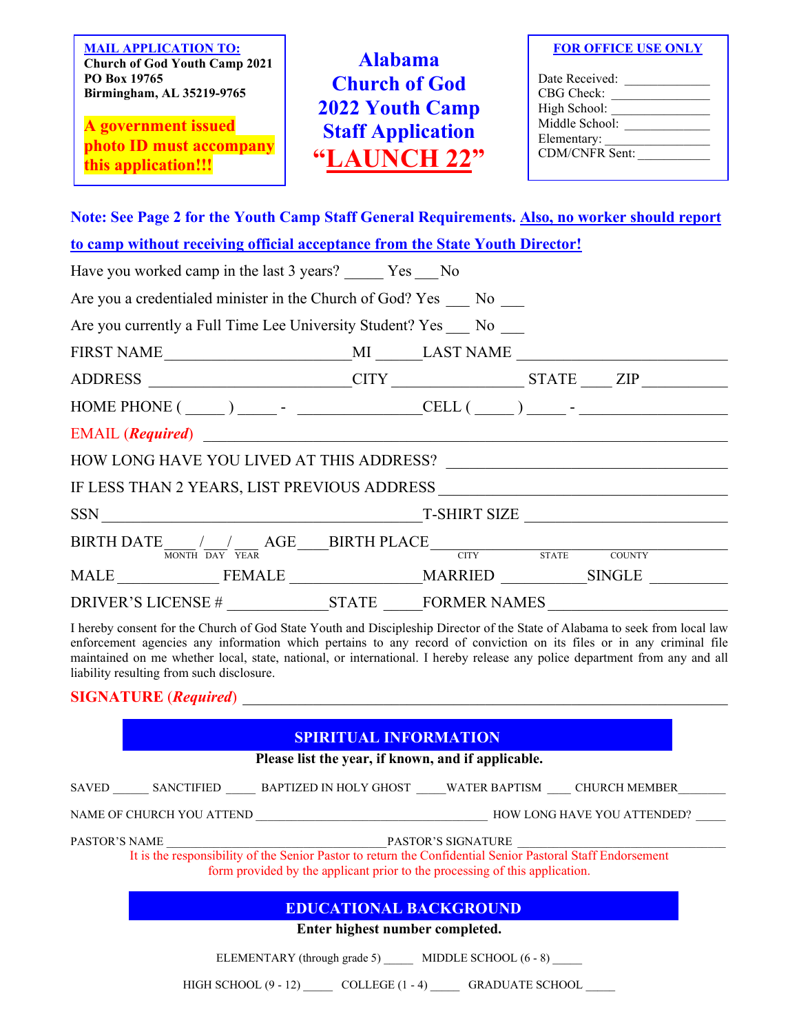**MAIL APPLICATION TO:**
**Church of God Youth Camp 2021**
**PO Box 19765**
**Birmingham, AL 35219-9765**

**A government issued photo ID must accompany this application!!!**

# Alabama Church of God 2022 Youth Camp Staff Application "LAUNCH 22"

**FOR OFFICE USE ONLY**

Date Received: ____________
CBG Check: ______________
High School: ______________
Middle School: ____________
Elementary: _______________
CDM/CNFR Sent: __________

**Note: See Page 2 for the Youth Camp Staff General Requirements. Also, no worker should report to camp without receiving official acceptance from the State Youth Director!**

Have you worked camp in the last 3 years? _____ Yes ___ No

Are you a credentialed minister in the Church of God? Yes ___ No ___

Are you currently a Full Time Lee University Student? Yes ___ No ___

FIRST NAME _______________________ MI ______ LAST NAME __________________________

ADDRESS _________________________ CITY ________________ STATE ____ ZIP ___________

HOME PHONE ( _____ ) _____ - _______________ CELL ( _____ ) _____ - __________________

EMAIL (***Required***) ______________________________________________________________

HOW LONG HAVE YOU LIVED AT THIS ADDRESS? ____________________________________

IF LESS THAN 2 YEARS, LIST PREVIOUS ADDRESS ___________________________________

SSN _________________________________________ T-SHIRT SIZE ________________________

BIRTH DATE ____ / ___ / ___ (MONTH DAY YEAR) AGE ___ BIRTH PLACE ________________ (CITY STATE COUNTY)

MALE ____________ FEMALE ________________ MARRIED __________ SINGLE __________

DRIVER'S LICENSE # ____________ STATE _____ FORMER NAMES ______________________

I hereby consent for the Church of God State Youth and Discipleship Director of the State of Alabama to seek from local law enforcement agencies any information which pertains to any record of conviction on its files or in any criminal file maintained on me whether local, state, national, or international. I hereby release any police department from any and all liability resulting from such disclosure.

**SIGNATURE (*Required*)** _______________________________________________________________

## SPIRITUAL INFORMATION

**Please list the year, if known, and if applicable.**

SAVED ______ SANCTIFIED _____ BAPTIZED IN HOLY GHOST _____ WATER BAPTISM ____ CHURCH MEMBER________

NAME OF CHURCH YOU ATTEND ____________________________________ HOW LONG HAVE YOU ATTENDED? _____

PASTOR'S NAME __________________________________ PASTOR'S SIGNATURE _______________________________

It is the responsibility of the Senior Pastor to return the Confidential Senior Pastoral Staff Endorsement form provided by the applicant prior to the processing of this application.

## EDUCATIONAL BACKGROUND

**Enter highest number completed.**

ELEMENTARY (through grade 5) _____ MIDDLE SCHOOL (6 - 8) _____

HIGH SCHOOL (9 - 12) _____ COLLEGE (1 - 4) _____ GRADUATE SCHOOL _____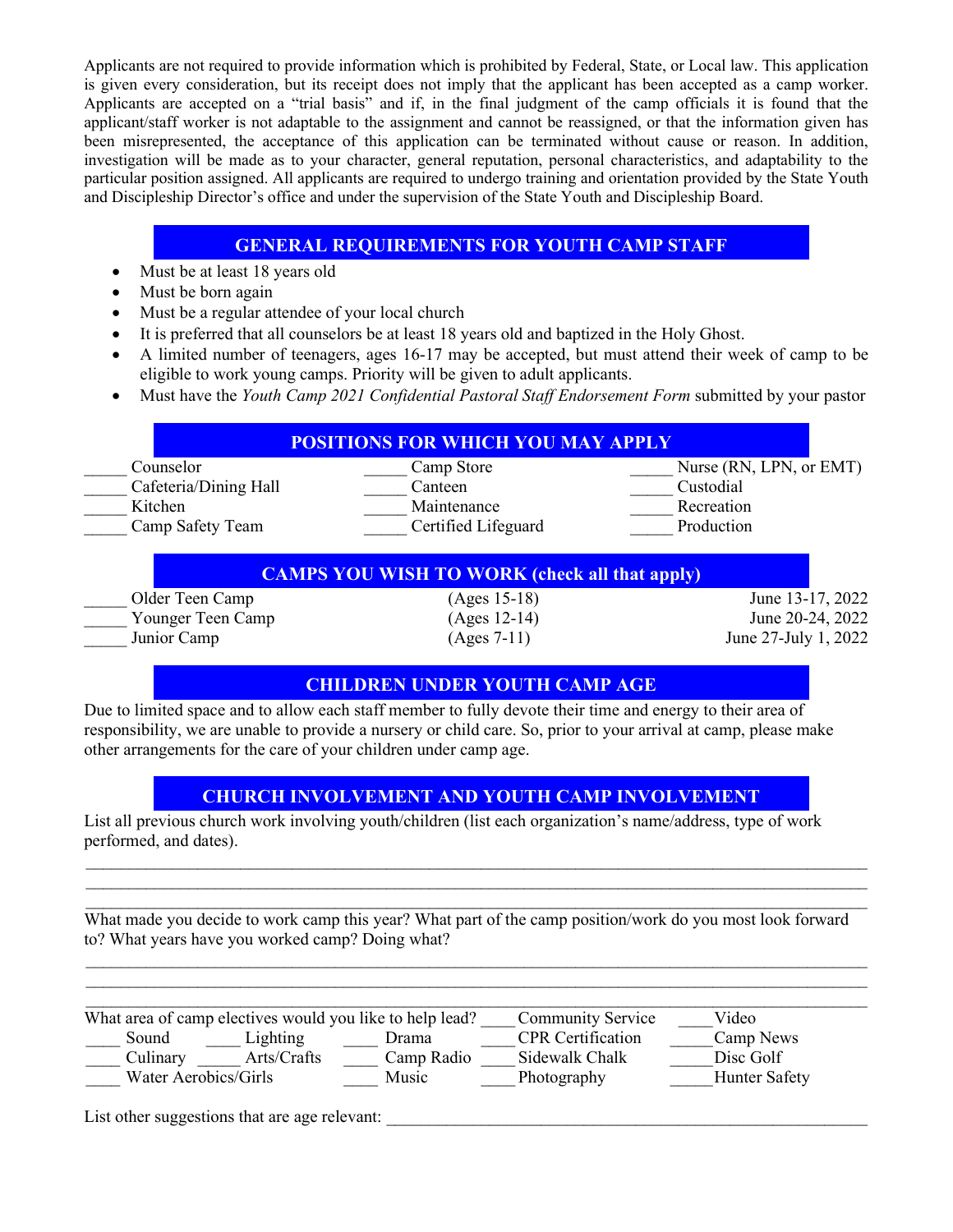Applicants are not required to provide information which is prohibited by Federal, State, or Local law. This application is given every consideration, but its receipt does not imply that the applicant has been accepted as a camp worker. Applicants are accepted on a "trial basis" and if, in the final judgment of the camp officials it is found that the applicant/staff worker is not adaptable to the assignment and cannot be reassigned, or that the information given has been misrepresented, the acceptance of this application can be terminated without cause or reason. In addition, investigation will be made as to your character, general reputation, personal characteristics, and adaptability to the particular position assigned. All applicants are required to undergo training and orientation provided by the State Youth and Discipleship Director's office and under the supervision of the State Youth and Discipleship Board.

## GENERAL REQUIREMENTS FOR YOUTH CAMP STAFF

- Must be at least 18 years old
- Must be born again
- Must be a regular attendee of your local church
- It is preferred that all counselors be at least 18 years old and baptized in the Holy Ghost.
- A limited number of teenagers, ages 16-17 may be accepted, but must attend their week of camp to be eligible to work young camps. Priority will be given to adult applicants.
- Must have the *Youth Camp 2021 Confidential Pastoral Staff Endorsement Form* submitted by your pastor

## POSITIONS FOR WHICH YOU MAY APPLY

| | | |
|---|---|---|
| _____ Counselor | _____ Camp Store | _____ Nurse (RN, LPN, or EMT) |
| _____ Cafeteria/Dining Hall | _____ Canteen | _____ Custodial |
| _____ Kitchen | _____ Maintenance | _____ Recreation |
| _____ Camp Safety Team | _____ Certified Lifeguard | _____ Production |

## CAMPS YOU WISH TO WORK (check all that apply)

| | | |
|---|---|---|
| _____ Older Teen Camp | (Ages 15-18) | June 13-17, 2022 |
| _____ Younger Teen Camp | (Ages 12-14) | June 20-24, 2022 |
| _____ Junior Camp | (Ages 7-11) | June 27-July 1, 2022 |

## CHILDREN UNDER YOUTH CAMP AGE

Due to limited space and to allow each staff member to fully devote their time and energy to their area of responsibility, we are unable to provide a nursery or child care. So, prior to your arrival at camp, please make other arrangements for the care of your children under camp age.

## CHURCH INVOLVEMENT AND YOUTH CAMP INVOLVEMENT

List all previous church work involving youth/children (list each organization's name/address, type of work performed, and dates).

___________________________________________________________________________________
___________________________________________________________________________________
___________________________________________________________________________________

What made you decide to work camp this year? What part of the camp position/work do you most look forward to? What years have you worked camp? Doing what?

___________________________________________________________________________________
___________________________________________________________________________________
___________________________________________________________________________________

What area of camp electives would you like to help lead? ____ Community Service ____Video

| | | | | |
|---|---|---|---|---|
| ____ Sound | ____ Lighting | ____ Drama | ____ CPR Certification | _____Camp News |
| ____ Culinary | _____ Arts/Crafts | ____ Camp Radio | ____ Sidewalk Chalk | _____Disc Golf |
| ____ Water Aerobics/Girls | | ____ Music | ____ Photography | _____Hunter Safety |

List other suggestions that are age relevant: ___________________________________________________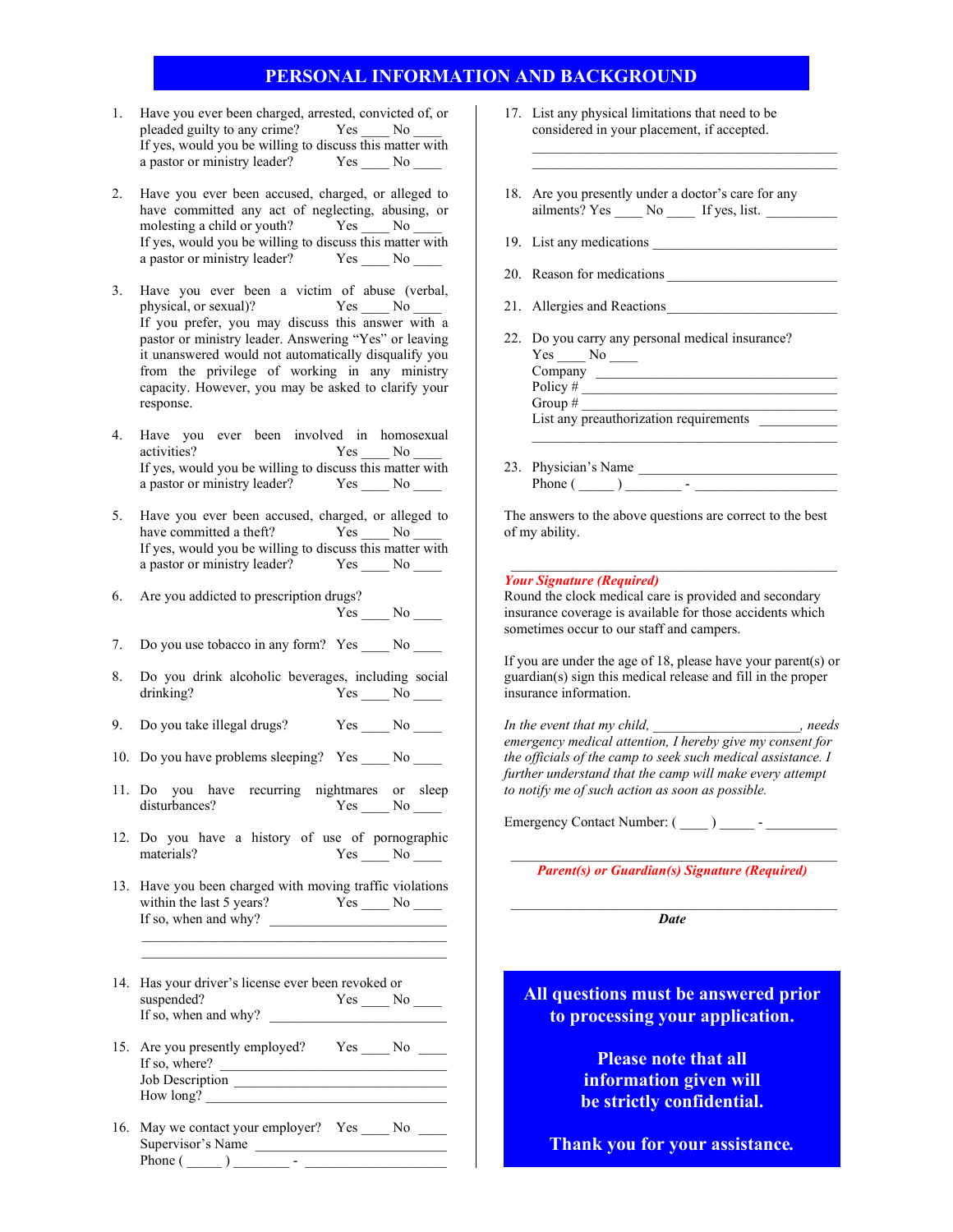## PERSONAL INFORMATION AND BACKGROUND

1. Have you ever been charged, arrested, convicted of, or pleaded guilty to any crime? Yes ____ No ____
   If yes, would you be willing to discuss this matter with a pastor or ministry leader? Yes ____ No ____

2. Have you ever been accused, charged, or alleged to have committed any act of neglecting, abusing, or molesting a child or youth? Yes ____ No ____
   If yes, would you be willing to discuss this matter with a pastor or ministry leader? Yes ____ No ____

3. Have you ever been a victim of abuse (verbal, physical, or sexual)? Yes ____ No ____
   If you prefer, you may discuss this answer with a pastor or ministry leader. Answering "Yes" or leaving it unanswered would not automatically disqualify you from the privilege of working in any ministry capacity. However, you may be asked to clarify your response.

4. Have you ever been involved in homosexual activities? Yes ____ No ____
   If yes, would you be willing to discuss this matter with a pastor or ministry leader? Yes ____ No ____

5. Have you ever been accused, charged, or alleged to have committed a theft? Yes ____ No ____
   If yes, would you be willing to discuss this matter with a pastor or ministry leader? Yes ____ No ____

6. Are you addicted to prescription drugs? Yes ____ No ____

7. Do you use tobacco in any form? Yes ____ No ____

8. Do you drink alcoholic beverages, including social drinking? Yes ____ No ____

9. Do you take illegal drugs? Yes ____ No ____

10. Do you have problems sleeping? Yes ____ No ____

11. Do you have recurring nightmares or sleep disturbances? Yes ____ No ____

12. Do you have a history of use of pornographic materials? Yes ____ No ____

13. Have you been charged with moving traffic violations within the last 5 years? Yes ____ No ____
    If so, when and why? ________________________
    ________________________________________
    ________________________________________

14. Has your driver's license ever been revoked or suspended? Yes ____ No ____
    If so, when and why? ________________________

15. Are you presently employed? Yes ____ No ____
    If so, where? ________________________
    Job Description ________________________
    How long? ________________________

16. May we contact your employer? Yes ____ No ____
    Supervisor's Name ________________________
    Phone ( _____ ) ________ - ____________________

17. List any physical limitations that need to be considered in your placement, if accepted.
    ________________________________________
    ________________________________________

18. Are you presently under a doctor's care for any ailments? Yes ____ No ____ If yes, list. __________

19. List any medications ________________________

20. Reason for medications ________________________

21. Allergies and Reactions ________________________

22. Do you carry any personal medical insurance?
    Yes ____ No ____
    Company ________________________
    Policy # ________________________
    Group # ________________________
    List any preauthorization requirements __________
    ________________________________________

23. Physician's Name ________________________
    Phone ( _____ ) ________ - ____________________

The answers to the above questions are correct to the best of my ability.

________________________________________
***Your Signature (Required)***

Round the clock medical care is provided and secondary insurance coverage is available for those accidents which sometimes occur to our staff and campers.

If you are under the age of 18, please have your parent(s) or guardian(s) sign this medical release and fill in the proper insurance information.

*In the event that my child, ____________________, needs emergency medical attention, I hereby give my consent for the officials of the camp to seek such medical assistance. I further understand that the camp will make every attempt to notify me of such action as soon as possible.*

Emergency Contact Number: ( ____ ) _____ - __________

________________________________________
***Parent(s) or Guardian(s) Signature (Required)***

________________________________________
***Date***

**All questions must be answered prior to processing your application.**

**Please note that all information given will be strictly confidential.**

**Thank you for your assistance.**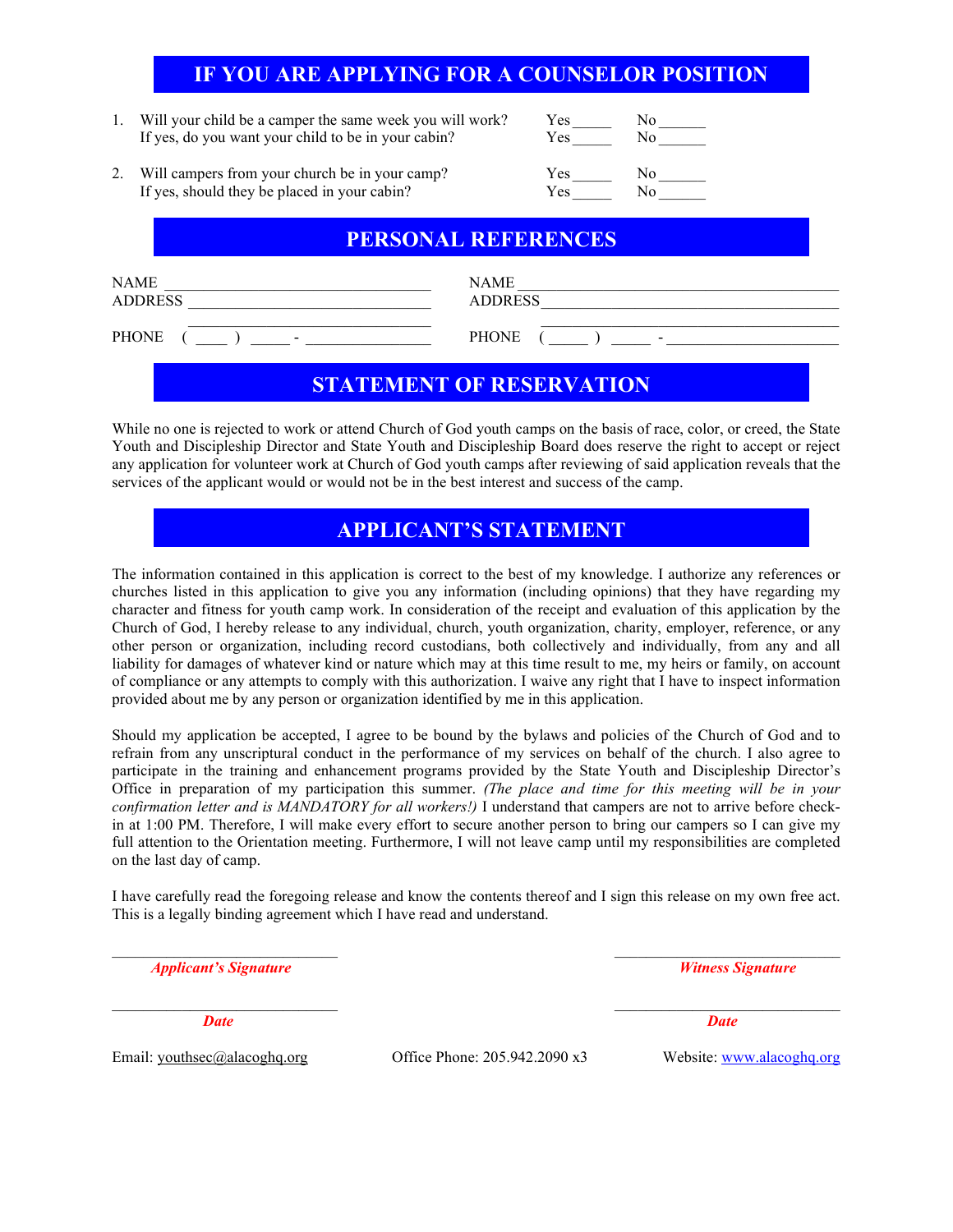## IF YOU ARE APPLYING FOR A COUNSELOR POSITION

1. Will your child be a camper the same week you will work? Yes _____ No ______
   If yes, do you want your child to be in your cabin? Yes _____ No ______

2. Will campers from your church be in your camp? Yes _____ No ______
   If yes, should they be placed in your cabin? Yes _____ No ______

## PERSONAL REFERENCES

| | |
|---|---|
| NAME _________________________________ | NAME _________________________________ |
| ADDRESS _______________________________ | ADDRESS _______________________________ |
| _______________________________ | _______________________________ |
| PHONE ( ____ ) _____ - _______________ | PHONE ( _____ ) _____ - _______________ |

## STATEMENT OF RESERVATION

While no one is rejected to work or attend Church of God youth camps on the basis of race, color, or creed, the State Youth and Discipleship Director and State Youth and Discipleship Board does reserve the right to accept or reject any application for volunteer work at Church of God youth camps after reviewing of said application reveals that the services of the applicant would or would not be in the best interest and success of the camp.

## APPLICANT'S STATEMENT

The information contained in this application is correct to the best of my knowledge. I authorize any references or churches listed in this application to give you any information (including opinions) that they have regarding my character and fitness for youth camp work. In consideration of the receipt and evaluation of this application by the Church of God, I hereby release to any individual, church, youth organization, charity, employer, reference, or any other person or organization, including record custodians, both collectively and individually, from any and all liability for damages of whatever kind or nature which may at this time result to me, my heirs or family, on account of compliance or any attempts to comply with this authorization. I waive any right that I have to inspect information provided about me by any person or organization identified by me in this application.

Should my application be accepted, I agree to be bound by the bylaws and policies of the Church of God and to refrain from any unscriptural conduct in the performance of my services on behalf of the church. I also agree to participate in the training and enhancement programs provided by the State Youth and Discipleship Director's Office in preparation of my participation this summer. *(The place and time for this meeting will be in your confirmation letter and is MANDATORY for all workers!)* I understand that campers are not to arrive before check-in at 1:00 PM. Therefore, I will make every effort to secure another person to bring our campers so I can give my full attention to the Orientation meeting. Furthermore, I will not leave camp until my responsibilities are completed on the last day of camp.

I have carefully read the foregoing release and know the contents thereof and I sign this release on my own free act. This is a legally binding agreement which I have read and understand.

______________________________ ______________________________
***Applicant's Signature*** ***Witness Signature***

______________________________ ______________________________
***Date*** ***Date***

Email: youthsec@alacoghq.org Office Phone: 205.942.2090 x3 Website: www.alacoghq.org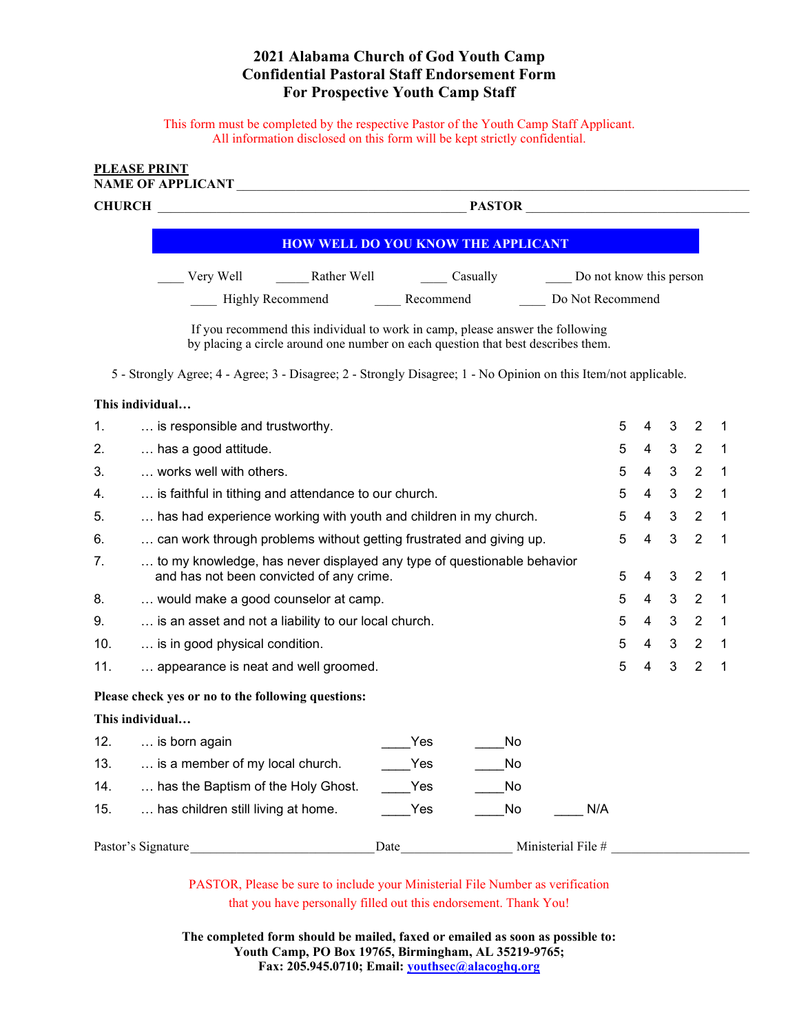# 2021 Alabama Church of God Youth Camp
# Confidential Pastoral Staff Endorsement Form
# For Prospective Youth Camp Staff

This form must be completed by the respective Pastor of the Youth Camp Staff Applicant.
All information disclosed on this form will be kept strictly confidential.

**PLEASE PRINT**

**NAME OF APPLICANT** ______________________________________________

**CHURCH** ______________________________ **PASTOR** ______________________________

**HOW WELL DO YOU KNOW THE APPLICANT**

____ Very Well ____ Rather Well ____ Casually ____ Do not know this person

____ Highly Recommend ____ Recommend ____ Do Not Recommend

If you recommend this individual to work in camp, please answer the following by placing a circle around one number on each question that best describes them.

5 - Strongly Agree; 4 - Agree; 3 - Disagree; 2 - Strongly Disagree; 1 - No Opinion on this Item/not applicable.

**This individual…**

| | | | | | | |
|---|---|---|---|---|---|---|
| 1. | … is responsible and trustworthy. | 5 | 4 | 3 | 2 | 1 |
| 2. | … has a good attitude. | 5 | 4 | 3 | 2 | 1 |
| 3. | … works well with others. | 5 | 4 | 3 | 2 | 1 |
| 4. | … is faithful in tithing and attendance to our church. | 5 | 4 | 3 | 2 | 1 |
| 5. | … has had experience working with youth and children in my church. | 5 | 4 | 3 | 2 | 1 |
| 6. | … can work through problems without getting frustrated and giving up. | 5 | 4 | 3 | 2 | 1 |
| 7. | … to my knowledge, has never displayed any type of questionable behavior and has not been convicted of any crime. | 5 | 4 | 3 | 2 | 1 |
| 8. | … would make a good counselor at camp. | 5 | 4 | 3 | 2 | 1 |
| 9. | … is an asset and not a liability to our local church. | 5 | 4 | 3 | 2 | 1 |
| 10. | … is in good physical condition. | 5 | 4 | 3 | 2 | 1 |
| 11. | … appearance is neat and well groomed. | 5 | 4 | 3 | 2 | 1 |

**Please check yes or no to the following questions:**

**This individual…**

| | | | | |
|---|---|---|---|---|
| 12. | … is born again | ____Yes | ____No | |
| 13. | … is a member of my local church. | ____Yes | ____No | |
| 14. | … has the Baptism of the Holy Ghost. | ____Yes | ____No | |
| 15. | … has children still living at home. | ____Yes | ____No | ____ N/A |

Pastor's Signature ____________________ Date ______________ Ministerial File # ____________________

PASTOR, Please be sure to include your Ministerial File Number as verification that you have personally filled out this endorsement. Thank You!

**The completed form should be mailed, faxed or emailed as soon as possible to:**
**Youth Camp, PO Box 19765, Birmingham, AL 35219-9765;**
**Fax: 205.945.0710; Email: youthsec@alacoghq.org**